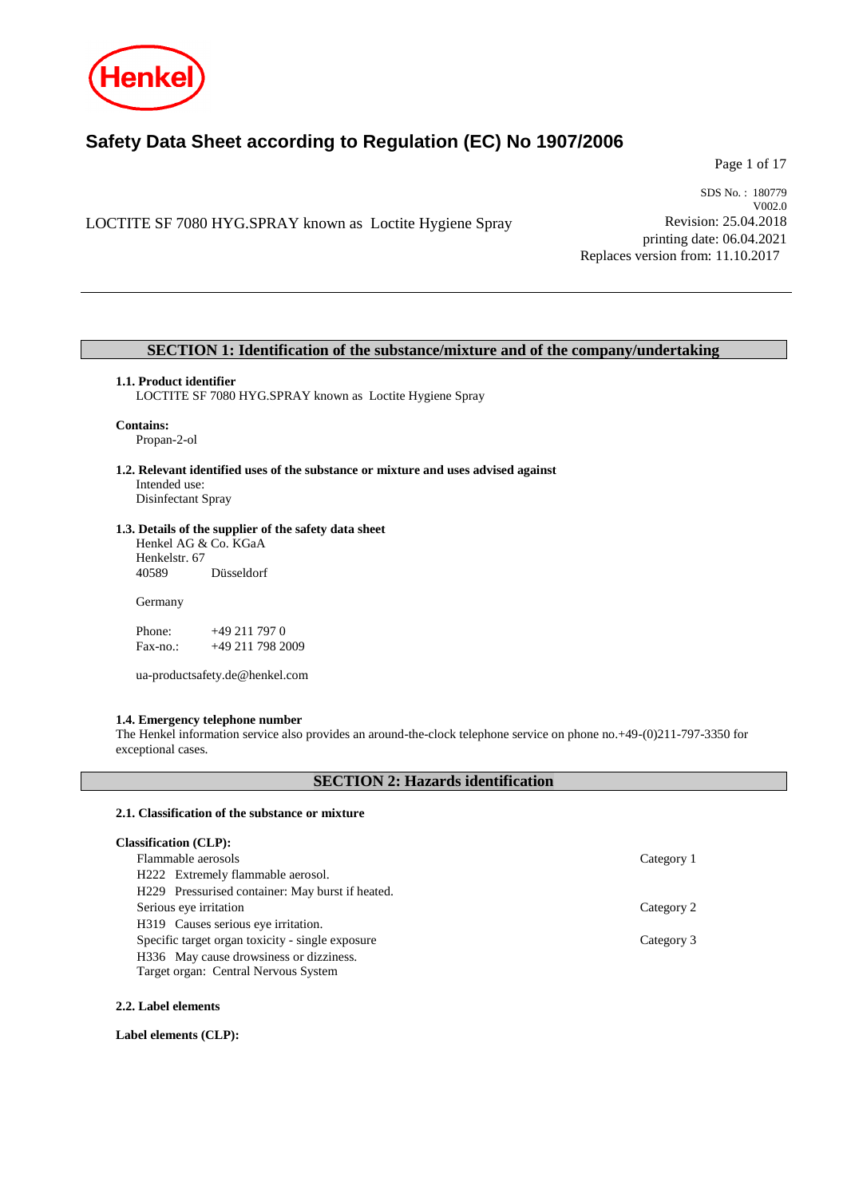# Safety Data Sheet according to Regulation (EC) No 1907/2006

SDS No. : 180779
V002.0

LOCTITE SF 7080 HYG.SPRAY known as Loctite Hygiene Spray

Revision: 25.04.2018
printing date: 06.04.2021
Replaces version from: 11.10.2017

## SECTION 1: Identification of the substance/mixture and of the company/undertaking

**1.1. Product identifier**
LOCTITE SF 7080 HYG.SPRAY known as Loctite Hygiene Spray

**Contains:**
Propan-2-ol

**1.2. Relevant identified uses of the substance or mixture and uses advised against**
Intended use:
Disinfectant Spray

**1.3. Details of the supplier of the safety data sheet**
Henkel AG & Co. KGaA
Henkelstr. 67
40589 Düsseldorf

Germany

Phone: +49 211 797 0
Fax-no.: +49 211 798 2009

ua-productsafety.de@henkel.com

**1.4. Emergency telephone number**
The Henkel information service also provides an around-the-clock telephone service on phone no.+49-(0)211-797-3350 for exceptional cases.

## SECTION 2: Hazards identification

**2.1. Classification of the substance or mixture**

**Classification (CLP):**

| | |
|---|---|
| Flammable aerosols | Category 1 |
| H222 Extremely flammable aerosol. | |
| H229 Pressurised container: May burst if heated. | |
| Serious eye irritation | Category 2 |
| H319 Causes serious eye irritation. | |
| Specific target organ toxicity - single exposure | Category 3 |
| H336 May cause drowsiness or dizziness. | |
| Target organ: Central Nervous System | |

**2.2. Label elements**

**Label elements (CLP):**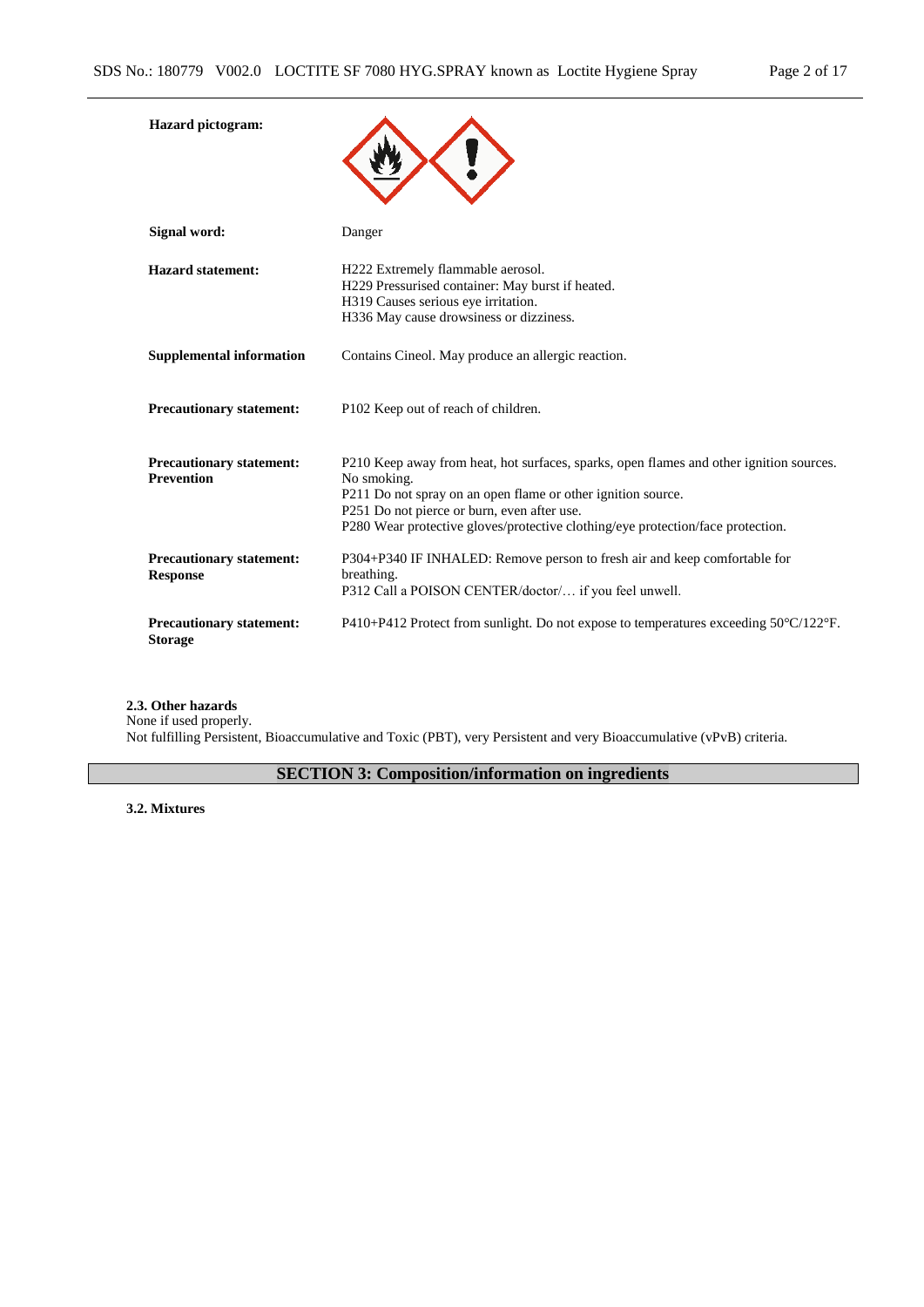| | |
|---|---|
| **Hazard pictogram:** | |
| **Signal word:** | Danger |
| **Hazard statement:** | H222 Extremely flammable aerosol.<br>H229 Pressurised container: May burst if heated.<br>H319 Causes serious eye irritation.<br>H336 May cause drowsiness or dizziness. |
| **Supplemental information** | Contains Cineol. May produce an allergic reaction. |
| **Precautionary statement:** | P102 Keep out of reach of children. |
| **Precautionary statement: Prevention** | P210 Keep away from heat, hot surfaces, sparks, open flames and other ignition sources. No smoking.<br>P211 Do not spray on an open flame or other ignition source.<br>P251 Do not pierce or burn, even after use.<br>P280 Wear protective gloves/protective clothing/eye protection/face protection. |
| **Precautionary statement: Response** | P304+P340 IF INHALED: Remove person to fresh air and keep comfortable for breathing.<br>P312 Call a POISON CENTER/doctor/… if you feel unwell. |
| **Precautionary statement: Storage** | P410+P412 Protect from sunlight. Do not expose to temperatures exceeding 50°C/122°F. |

**2.3. Other hazards**

None if used properly.

Not fulfilling Persistent, Bioaccumulative and Toxic (PBT), very Persistent and very Bioaccumulative (vPvB) criteria.

## SECTION 3: Composition/information on ingredients

**3.2. Mixtures**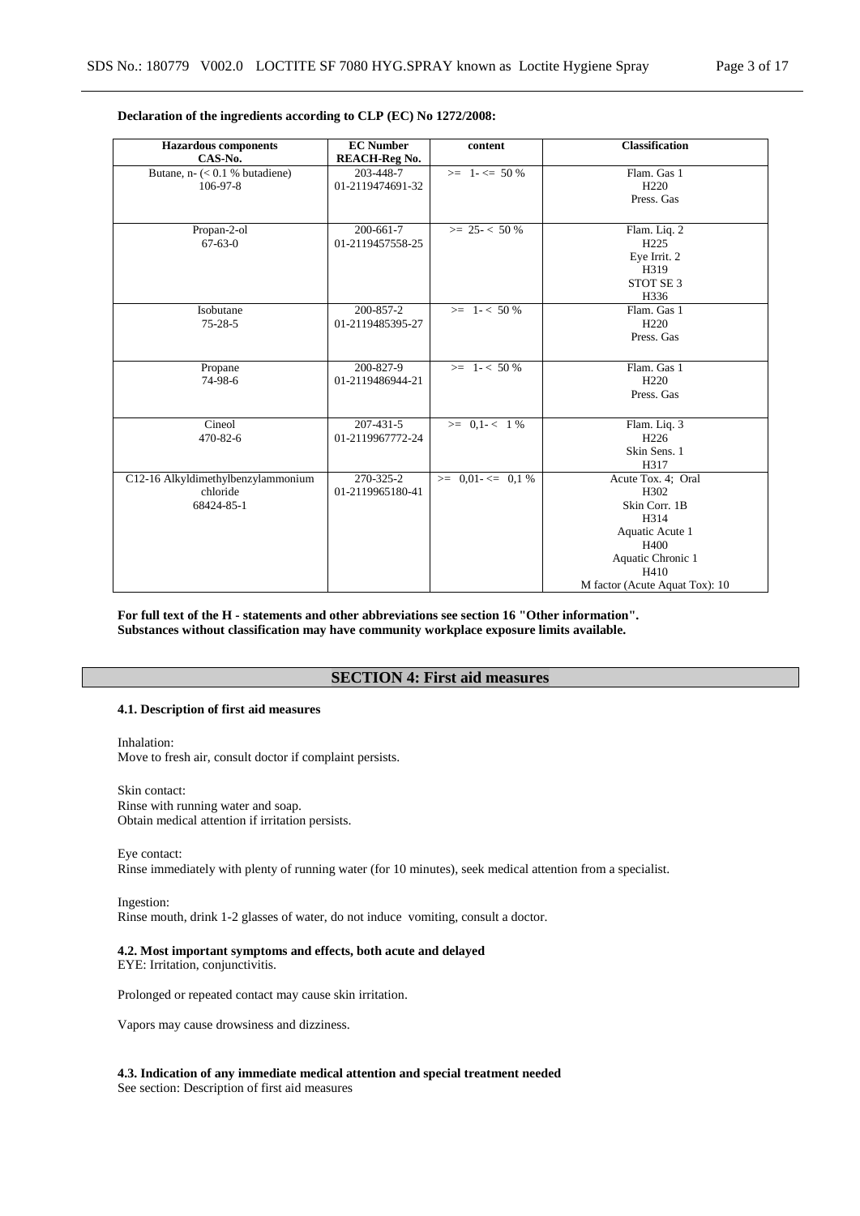**Declaration of the ingredients according to CLP (EC) No 1272/2008:**

| Hazardous components<br>CAS-No. | EC Number<br>REACH-Reg No. | content | Classification |
|---|---|---|---|
| Butane, n- (< 0.1 % butadiene)<br>106-97-8 | 203-448-7<br>01-2119474691-32 | >= 1- <= 50 % | Flam. Gas 1<br>H220<br>Press. Gas |
| Propan-2-ol<br>67-63-0 | 200-661-7<br>01-2119457558-25 | >= 25- < 50 % | Flam. Liq. 2<br>H225<br>Eye Irrit. 2<br>H319<br>STOT SE 3<br>H336 |
| Isobutane<br>75-28-5 | 200-857-2<br>01-2119485395-27 | >= 1- < 50 % | Flam. Gas 1<br>H220<br>Press. Gas |
| Propane<br>74-98-6 | 200-827-9<br>01-2119486944-21 | >= 1- < 50 % | Flam. Gas 1<br>H220<br>Press. Gas |
| Cineol<br>470-82-6 | 207-431-5<br>01-2119967772-24 | >= 0,1- < 1 % | Flam. Liq. 3<br>H226<br>Skin Sens. 1<br>H317 |
| C12-16 Alkyldimethylbenzylammonium chloride<br>68424-85-1 | 270-325-2<br>01-2119965180-41 | >= 0,01- <= 0,1 % | Acute Tox. 4; Oral<br>H302<br>Skin Corr. 1B<br>H314<br>Aquatic Acute 1<br>H400<br>Aquatic Chronic 1<br>H410<br>M factor (Acute Aquat Tox): 10 |

**For full text of the H - statements and other abbreviations see section 16 "Other information".**
**Substances without classification may have community workplace exposure limits available.**

## SECTION 4: First aid measures

### 4.1. Description of first aid measures

Inhalation:
Move to fresh air, consult doctor if complaint persists.

Skin contact:
Rinse with running water and soap.
Obtain medical attention if irritation persists.

Eye contact:
Rinse immediately with plenty of running water (for 10 minutes), seek medical attention from a specialist.

Ingestion:
Rinse mouth, drink 1-2 glasses of water, do not induce vomiting, consult a doctor.

### 4.2. Most important symptoms and effects, both acute and delayed

EYE: Irritation, conjunctivitis.

Prolonged or repeated contact may cause skin irritation.

Vapors may cause drowsiness and dizziness.

### 4.3. Indication of any immediate medical attention and special treatment needed

See section: Description of first aid measures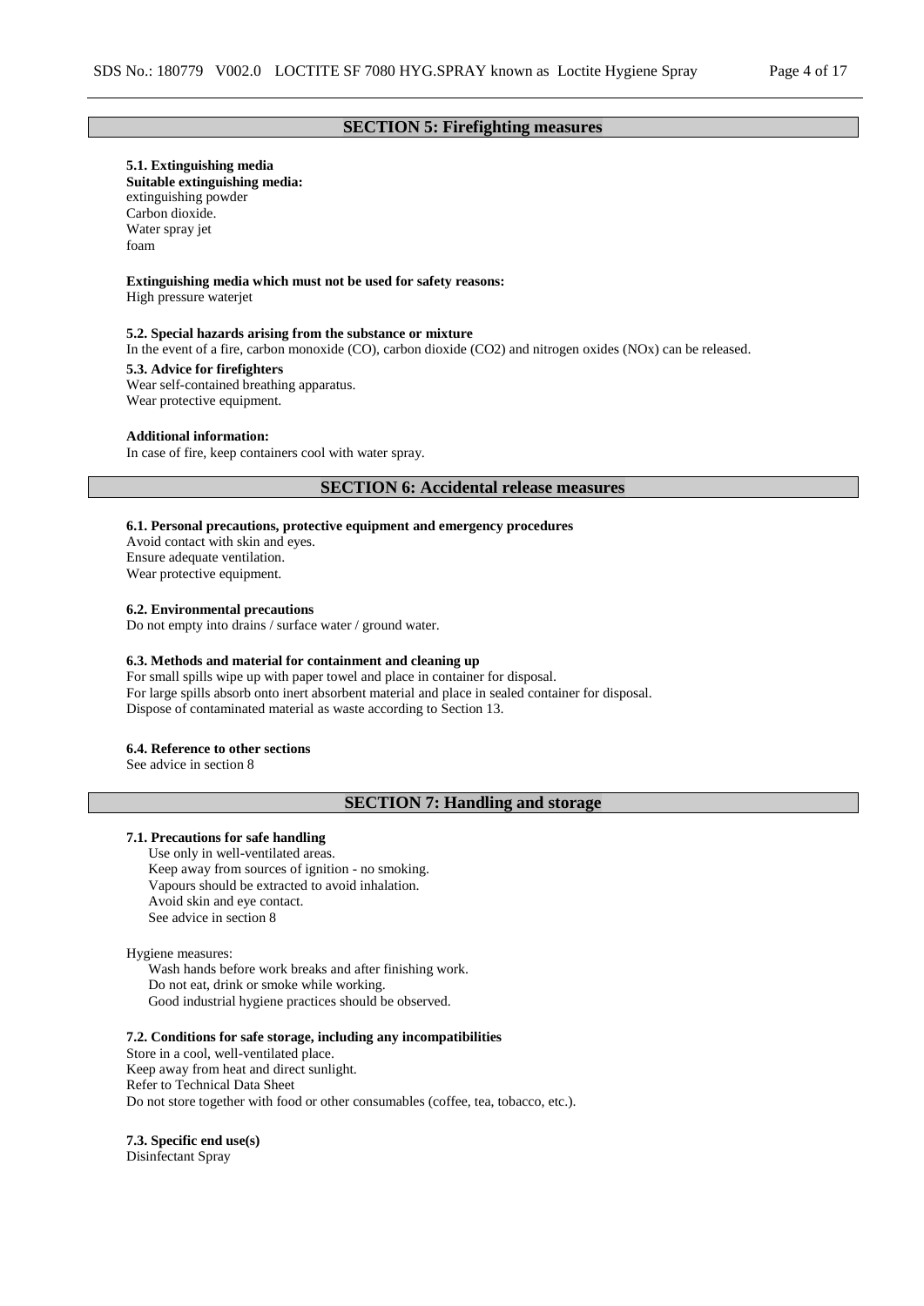## SECTION 5: Firefighting measures

**5.1. Extinguishing media**
**Suitable extinguishing media:**
extinguishing powder
Carbon dioxide.
Water spray jet
foam

**Extinguishing media which must not be used for safety reasons:**
High pressure waterjet

**5.2. Special hazards arising from the substance or mixture**
In the event of a fire, carbon monoxide (CO), carbon dioxide ($CO_2$) and nitrogen oxides (NOx) can be released.

**5.3. Advice for firefighters**
Wear self-contained breathing apparatus.
Wear protective equipment.

**Additional information:**
In case of fire, keep containers cool with water spray.

## SECTION 6: Accidental release measures

**6.1. Personal precautions, protective equipment and emergency procedures**
Avoid contact with skin and eyes.
Ensure adequate ventilation.
Wear protective equipment.

**6.2. Environmental precautions**
Do not empty into drains / surface water / ground water.

**6.3. Methods and material for containment and cleaning up**
For small spills wipe up with paper towel and place in container for disposal.
For large spills absorb onto inert absorbent material and place in sealed container for disposal.
Dispose of contaminated material as waste according to Section 13.

**6.4. Reference to other sections**
See advice in section 8

## SECTION 7: Handling and storage

**7.1. Precautions for safe handling**
Use only in well-ventilated areas.
Keep away from sources of ignition - no smoking.
Vapours should be extracted to avoid inhalation.
Avoid skin and eye contact.
See advice in section 8

Hygiene measures:
Wash hands before work breaks and after finishing work.
Do not eat, drink or smoke while working.
Good industrial hygiene practices should be observed.

**7.2. Conditions for safe storage, including any incompatibilities**
Store in a cool, well-ventilated place.
Keep away from heat and direct sunlight.
Refer to Technical Data Sheet
Do not store together with food or other consumables (coffee, tea, tobacco, etc.).

**7.3. Specific end use(s)**
Disinfectant Spray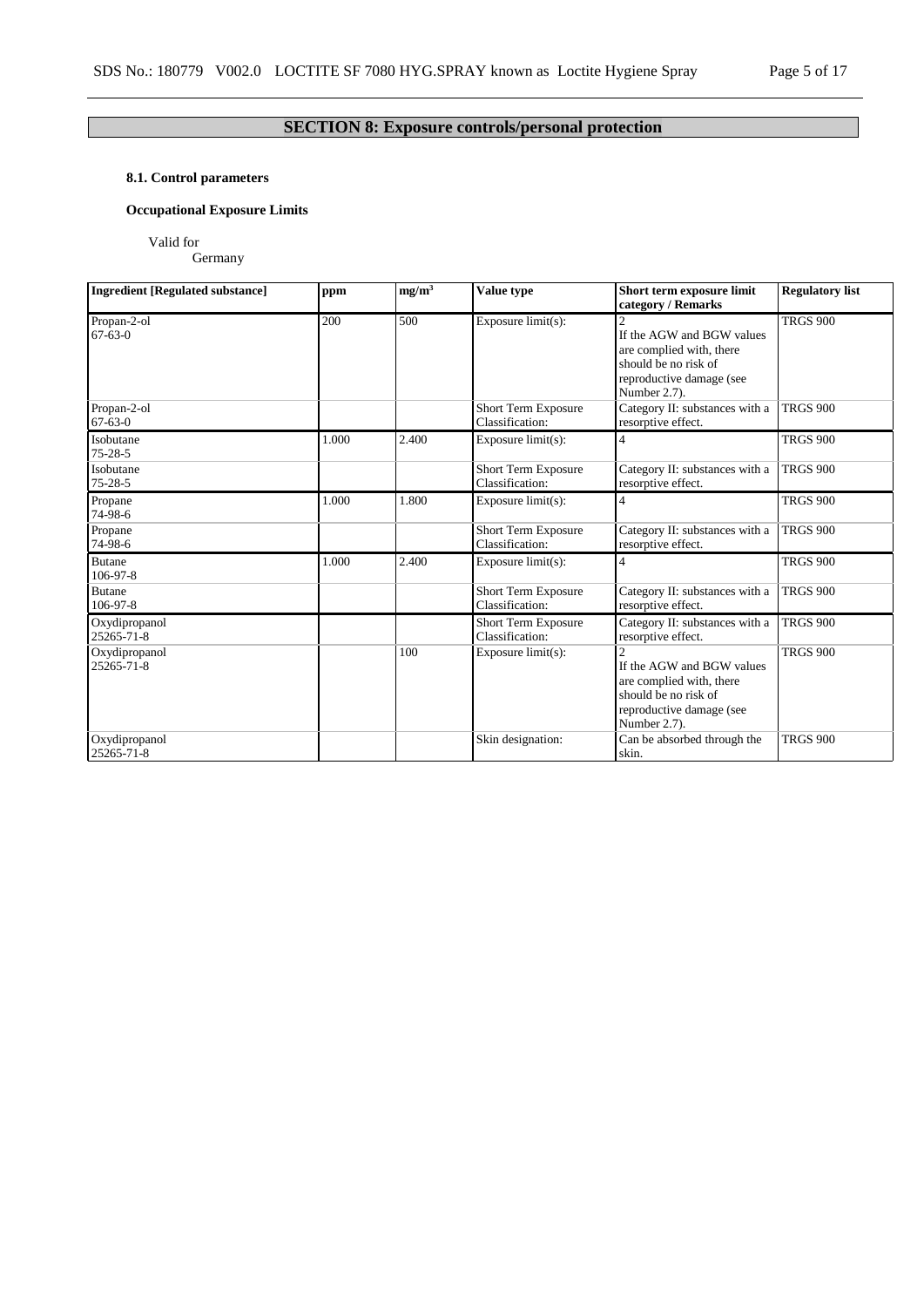## SECTION 8: Exposure controls/personal protection

### 8.1. Control parameters

**Occupational Exposure Limits**

Valid for
Germany

| Ingredient [Regulated substance] | ppm | mg/m$^3$ | Value type | Short term exposure limit category / Remarks | Regulatory list |
|---|---|---|---|---|---|
| Propan-2-ol<br>67-63-0 | 200 | 500 | Exposure limit(s): | 2<br>If the AGW and BGW values are complied with, there should be no risk of reproductive damage (see Number 2.7). | TRGS 900 |
| Propan-2-ol<br>67-63-0 | | | Short Term Exposure Classification: | Category II: substances with a resorptive effect. | TRGS 900 |
| Isobutane<br>75-28-5 | 1.000 | 2.400 | Exposure limit(s): | 4 | TRGS 900 |
| Isobutane<br>75-28-5 | | | Short Term Exposure Classification: | Category II: substances with a resorptive effect. | TRGS 900 |
| Propane<br>74-98-6 | 1.000 | 1.800 | Exposure limit(s): | 4 | TRGS 900 |
| Propane<br>74-98-6 | | | Short Term Exposure Classification: | Category II: substances with a resorptive effect. | TRGS 900 |
| Butane<br>106-97-8 | 1.000 | 2.400 | Exposure limit(s): | 4 | TRGS 900 |
| Butane<br>106-97-8 | | | Short Term Exposure Classification: | Category II: substances with a resorptive effect. | TRGS 900 |
| Oxydipropanol<br>25265-71-8 | | | Short Term Exposure Classification: | Category II: substances with a resorptive effect. | TRGS 900 |
| Oxydipropanol<br>25265-71-8 | | 100 | Exposure limit(s): | 2<br>If the AGW and BGW values are complied with, there should be no risk of reproductive damage (see Number 2.7). | TRGS 900 |
| Oxydipropanol<br>25265-71-8 | | | Skin designation: | Can be absorbed through the skin. | TRGS 900 |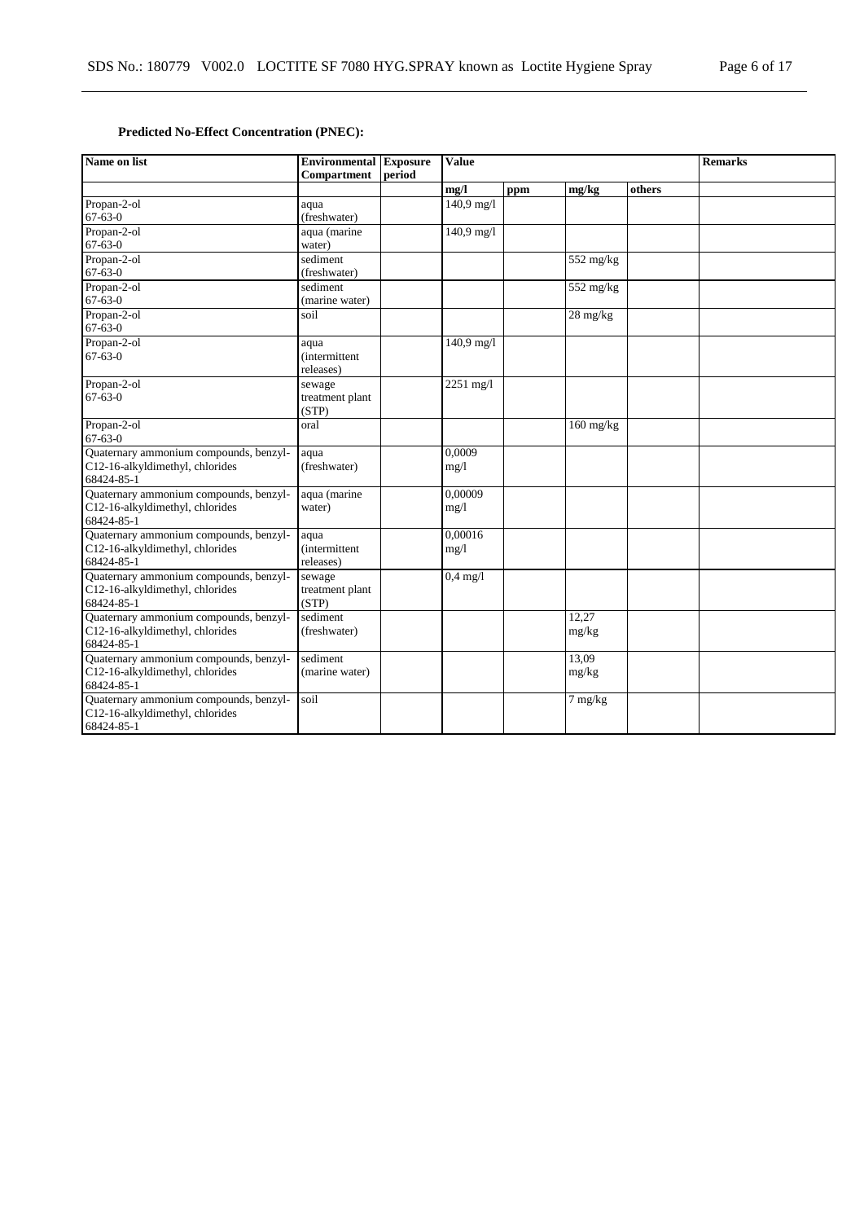**Predicted No-Effect Concentration (PNEC):**

| Name on list | Environmental Compartment | Exposure period | Value | | | | Remarks |
|---|---|---|---|---|---|---|---|
| | | | mg/l | ppm | mg/kg | others | |
| Propan-2-ol<br>67-63-0 | aqua (freshwater) | | 140,9 mg/l | | | | |
| Propan-2-ol<br>67-63-0 | aqua (marine water) | | 140,9 mg/l | | | | |
| Propan-2-ol<br>67-63-0 | sediment (freshwater) | | | | 552 mg/kg | | |
| Propan-2-ol<br>67-63-0 | sediment (marine water) | | | | 552 mg/kg | | |
| Propan-2-ol<br>67-63-0 | soil | | | | 28 mg/kg | | |
| Propan-2-ol<br>67-63-0 | aqua (intermittent releases) | | 140,9 mg/l | | | | |
| Propan-2-ol<br>67-63-0 | sewage treatment plant (STP) | | 2251 mg/l | | | | |
| Propan-2-ol<br>67-63-0 | oral | | | | 160 mg/kg | | |
| Quaternary ammonium compounds, benzyl-C12-16-alkyldimethyl, chlorides<br>68424-85-1 | aqua (freshwater) | | 0,0009 mg/l | | | | |
| Quaternary ammonium compounds, benzyl-C12-16-alkyldimethyl, chlorides<br>68424-85-1 | aqua (marine water) | | 0,00009 mg/l | | | | |
| Quaternary ammonium compounds, benzyl-C12-16-alkyldimethyl, chlorides<br>68424-85-1 | aqua (intermittent releases) | | 0,00016 mg/l | | | | |
| Quaternary ammonium compounds, benzyl-C12-16-alkyldimethyl, chlorides<br>68424-85-1 | sewage treatment plant (STP) | | 0,4 mg/l | | | | |
| Quaternary ammonium compounds, benzyl-C12-16-alkyldimethyl, chlorides<br>68424-85-1 | sediment (freshwater) | | | | 12,27 mg/kg | | |
| Quaternary ammonium compounds, benzyl-C12-16-alkyldimethyl, chlorides<br>68424-85-1 | sediment (marine water) | | | | 13,09 mg/kg | | |
| Quaternary ammonium compounds, benzyl-C12-16-alkyldimethyl, chlorides<br>68424-85-1 | soil | | | | 7 mg/kg | | |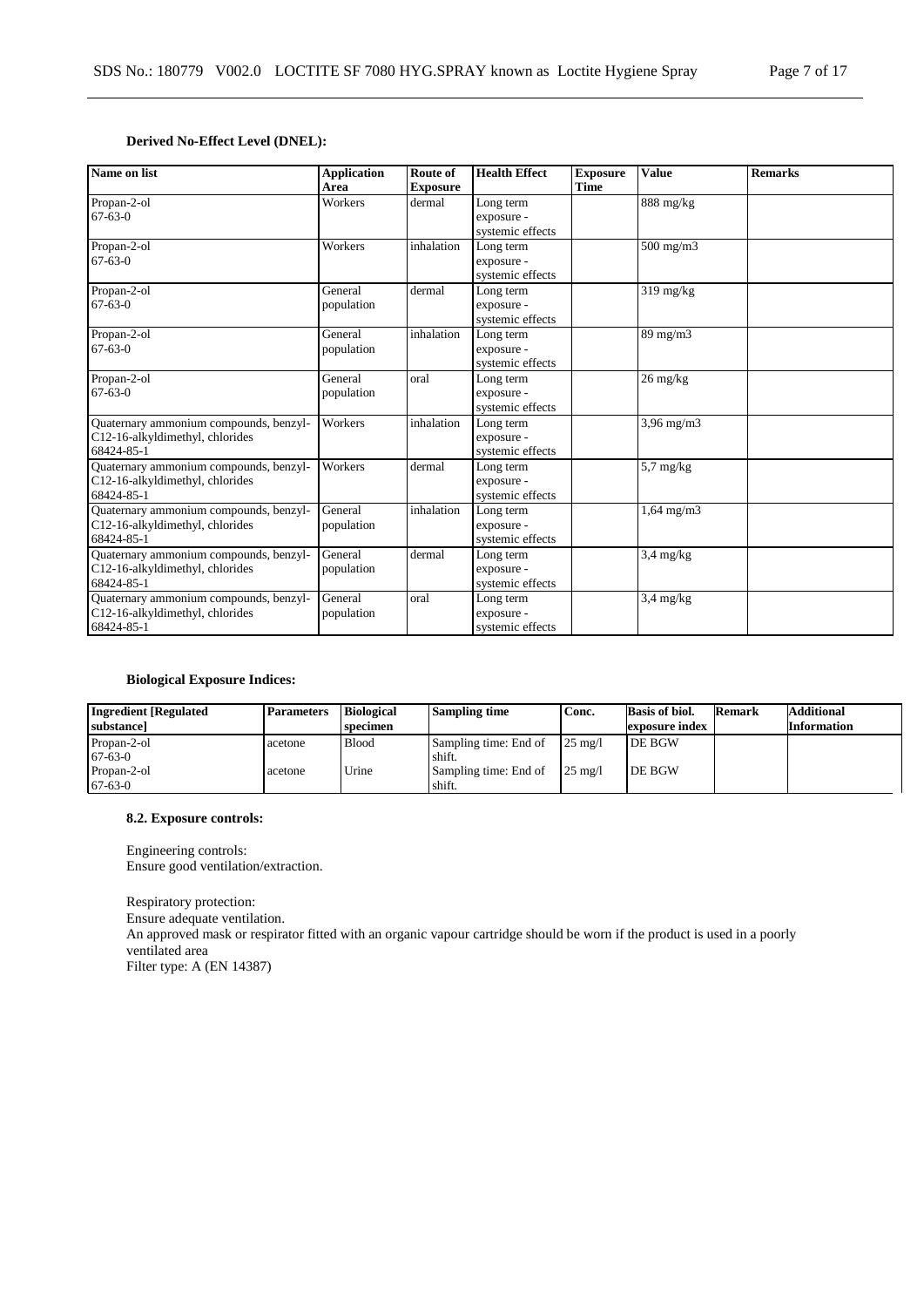**Derived No-Effect Level (DNEL):**

| Name on list | Application Area | Route of Exposure | Health Effect | Exposure Time | Value | Remarks |
|---|---|---|---|---|---|---|
| Propan-2-ol<br>67-63-0 | Workers | dermal | Long term exposure - systemic effects | | 888 mg/kg | |
| Propan-2-ol<br>67-63-0 | Workers | inhalation | Long term exposure - systemic effects | | 500 mg/m3 | |
| Propan-2-ol<br>67-63-0 | General population | dermal | Long term exposure - systemic effects | | 319 mg/kg | |
| Propan-2-ol<br>67-63-0 | General population | inhalation | Long term exposure - systemic effects | | 89 mg/m3 | |
| Propan-2-ol<br>67-63-0 | General population | oral | Long term exposure - systemic effects | | 26 mg/kg | |
| Quaternary ammonium compounds, benzyl-C12-16-alkyldimethyl, chlorides<br>68424-85-1 | Workers | inhalation | Long term exposure - systemic effects | | 3,96 mg/m3 | |
| Quaternary ammonium compounds, benzyl-C12-16-alkyldimethyl, chlorides<br>68424-85-1 | Workers | dermal | Long term exposure - systemic effects | | 5,7 mg/kg | |
| Quaternary ammonium compounds, benzyl-C12-16-alkyldimethyl, chlorides<br>68424-85-1 | General population | inhalation | Long term exposure - systemic effects | | 1,64 mg/m3 | |
| Quaternary ammonium compounds, benzyl-C12-16-alkyldimethyl, chlorides<br>68424-85-1 | General population | dermal | Long term exposure - systemic effects | | 3,4 mg/kg | |
| Quaternary ammonium compounds, benzyl-C12-16-alkyldimethyl, chlorides<br>68424-85-1 | General population | oral | Long term exposure - systemic effects | | 3,4 mg/kg | |

**Biological Exposure Indices:**

| Ingredient [Regulated substance] | Parameters | Biological specimen | Sampling time | Conc. | Basis of biol. exposure index | Remark | Additional Information |
|---|---|---|---|---|---|---|---|
| Propan-2-ol<br>67-63-0 | acetone | Blood | Sampling time: End of shift. | 25 mg/l | DE BGW | | |
| Propan-2-ol<br>67-63-0 | acetone | Urine | Sampling time: End of shift. | 25 mg/l | DE BGW | | |

**8.2. Exposure controls:**

Engineering controls:
Ensure good ventilation/extraction.

Respiratory protection:
Ensure adequate ventilation.
An approved mask or respirator fitted with an organic vapour cartridge should be worn if the product is used in a poorly ventilated area
Filter type: A (EN 14387)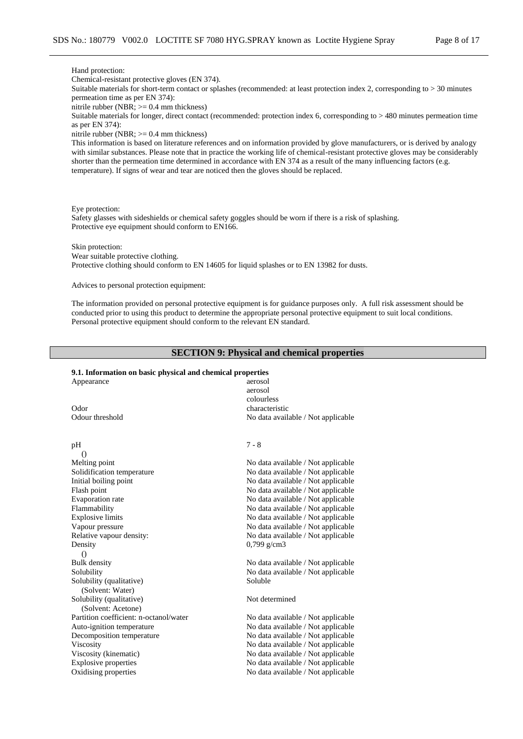Hand protection:
Chemical-resistant protective gloves (EN 374).
Suitable materials for short-term contact or splashes (recommended: at least protection index 2, corresponding to > 30 minutes permeation time as per EN 374):
nitrile rubber (NBR; >= 0.4 mm thickness)
Suitable materials for longer, direct contact (recommended: protection index 6, corresponding to > 480 minutes permeation time as per EN 374):
nitrile rubber (NBR; >= 0.4 mm thickness)
This information is based on literature references and on information provided by glove manufacturers, or is derived by analogy with similar substances. Please note that in practice the working life of chemical-resistant protective gloves may be considerably shorter than the permeation time determined in accordance with EN 374 as a result of the many influencing factors (e.g. temperature). If signs of wear and tear are noticed then the gloves should be replaced.

Eye protection:
Safety glasses with sideshields or chemical safety goggles should be worn if there is a risk of splashing.
Protective eye equipment should conform to EN166.

Skin protection:
Wear suitable protective clothing.
Protective clothing should conform to EN 14605 for liquid splashes or to EN 13982 for dusts.

Advices to personal protection equipment:

The information provided on personal protective equipment is for guidance purposes only. A full risk assessment should be conducted prior to using this product to determine the appropriate personal protective equipment to suit local conditions. Personal protective equipment should conform to the relevant EN standard.

## SECTION 9: Physical and chemical properties

### 9.1. Information on basic physical and chemical properties

| | |
|---|---|
| Appearance | aerosol<br>aerosol<br>colourless |
| Odor | characteristic |
| Odour threshold | No data available / Not applicable |
| pH<br>() | 7 - 8 |
| Melting point | No data available / Not applicable |
| Solidification temperature | No data available / Not applicable |
| Initial boiling point | No data available / Not applicable |
| Flash point | No data available / Not applicable |
| Evaporation rate | No data available / Not applicable |
| Flammability | No data available / Not applicable |
| Explosive limits | No data available / Not applicable |
| Vapour pressure | No data available / Not applicable |
| Relative vapour density: | No data available / Not applicable |
| Density<br>() | 0,799 g/cm3 |
| Bulk density | No data available / Not applicable |
| Solubility | No data available / Not applicable |
| Solubility (qualitative)<br>(Solvent: Water) | Soluble |
| Solubility (qualitative)<br>(Solvent: Acetone) | Not determined |
| Partition coefficient: n-octanol/water | No data available / Not applicable |
| Auto-ignition temperature | No data available / Not applicable |
| Decomposition temperature | No data available / Not applicable |
| Viscosity | No data available / Not applicable |
| Viscosity (kinematic) | No data available / Not applicable |
| Explosive properties | No data available / Not applicable |
| Oxidising properties | No data available / Not applicable |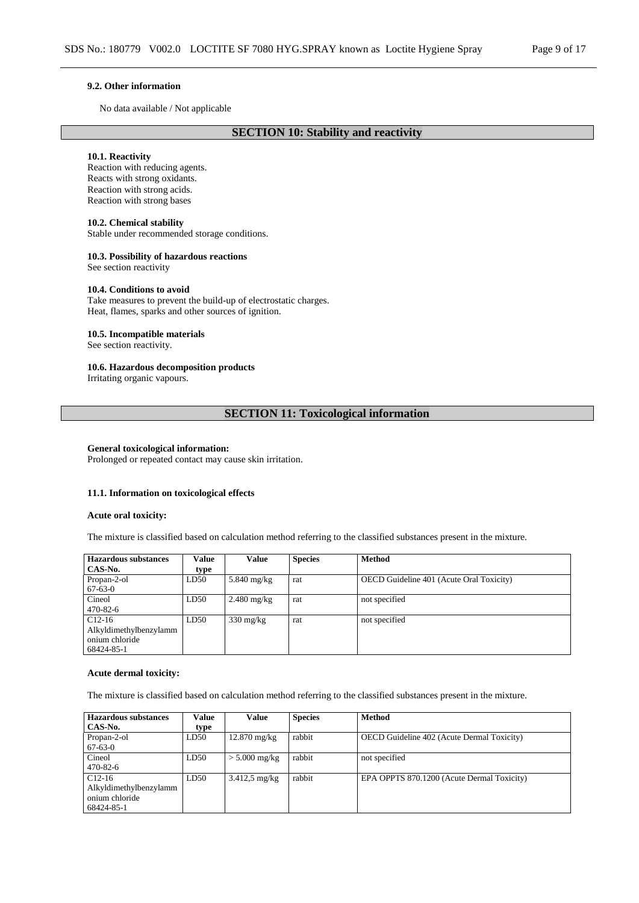#### 9.2. Other information

No data available / Not applicable

## SECTION 10: Stability and reactivity

#### 10.1. Reactivity

Reaction with reducing agents.
Reacts with strong oxidants.
Reaction with strong acids.
Reaction with strong bases

#### 10.2. Chemical stability

Stable under recommended storage conditions.

#### 10.3. Possibility of hazardous reactions

See section reactivity

#### 10.4. Conditions to avoid

Take measures to prevent the build-up of electrostatic charges.
Heat, flames, sparks and other sources of ignition.

#### 10.5. Incompatible materials

See section reactivity.

#### 10.6. Hazardous decomposition products

Irritating organic vapours.

## SECTION 11: Toxicological information

**General toxicological information:**
Prolonged or repeated contact may cause skin irritation.

#### 11.1. Information on toxicological effects

**Acute oral toxicity:**

The mixture is classified based on calculation method referring to the classified substances present in the mixture.

| Hazardous substances CAS-No. | Value type | Value | Species | Method |
|---|---|---|---|---|
| Propan-2-ol 67-63-0 | LD50 | 5.840 mg/kg | rat | OECD Guideline 401 (Acute Oral Toxicity) |
| Cineol 470-82-6 | LD50 | 2.480 mg/kg | rat | not specified |
| C12-16 Alkyldimethylbenzylammonium chloride 68424-85-1 | LD50 | 330 mg/kg | rat | not specified |

**Acute dermal toxicity:**

The mixture is classified based on calculation method referring to the classified substances present in the mixture.

| Hazardous substances CAS-No. | Value type | Value | Species | Method |
|---|---|---|---|---|
| Propan-2-ol 67-63-0 | LD50 | 12.870 mg/kg | rabbit | OECD Guideline 402 (Acute Dermal Toxicity) |
| Cineol 470-82-6 | LD50 | > 5.000 mg/kg | rabbit | not specified |
| C12-16 Alkyldimethylbenzylammonium chloride 68424-85-1 | LD50 | 3.412,5 mg/kg | rabbit | EPA OPPTS 870.1200 (Acute Dermal Toxicity) |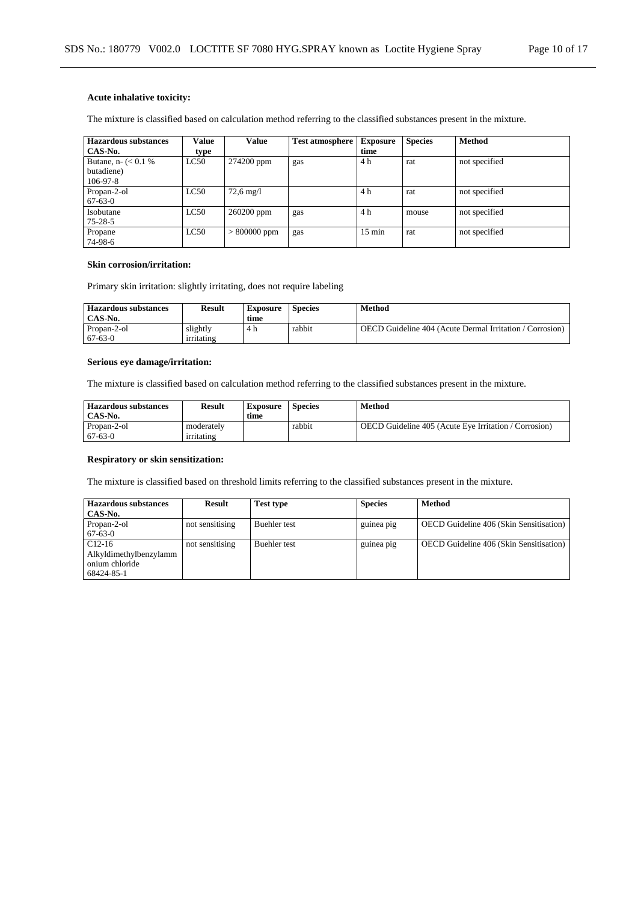**Acute inhalative toxicity:**

The mixture is classified based on calculation method referring to the classified substances present in the mixture.

| Hazardous substances CAS-No. | Value type | Value | Test atmosphere | Exposure time | Species | Method |
|---|---|---|---|---|---|---|
| Butane, n- (< 0.1 % butadiene) 106-97-8 | LC50 | 274200 ppm | gas | 4 h | rat | not specified |
| Propan-2-ol 67-63-0 | LC50 | 72,6 mg/l | | 4 h | rat | not specified |
| Isobutane 75-28-5 | LC50 | 260200 ppm | gas | 4 h | mouse | not specified |
| Propane 74-98-6 | LC50 | > 800000 ppm | gas | 15 min | rat | not specified |

**Skin corrosion/irritation:**

Primary skin irritation: slightly irritating, does not require labeling

| Hazardous substances CAS-No. | Result | Exposure time | Species | Method |
|---|---|---|---|---|
| Propan-2-ol 67-63-0 | slightly irritating | 4 h | rabbit | OECD Guideline 404 (Acute Dermal Irritation / Corrosion) |

**Serious eye damage/irritation:**

The mixture is classified based on calculation method referring to the classified substances present in the mixture.

| Hazardous substances CAS-No. | Result | Exposure time | Species | Method |
|---|---|---|---|---|
| Propan-2-ol 67-63-0 | moderately irritating | | rabbit | OECD Guideline 405 (Acute Eye Irritation / Corrosion) |

**Respiratory or skin sensitization:**

The mixture is classified based on threshold limits referring to the classified substances present in the mixture.

| Hazardous substances CAS-No. | Result | Test type | Species | Method |
|---|---|---|---|---|
| Propan-2-ol 67-63-0 | not sensitising | Buehler test | guinea pig | OECD Guideline 406 (Skin Sensitisation) |
| C12-16 Alkyldimethylbenzylammonium chloride 68424-85-1 | not sensitising | Buehler test | guinea pig | OECD Guideline 406 (Skin Sensitisation) |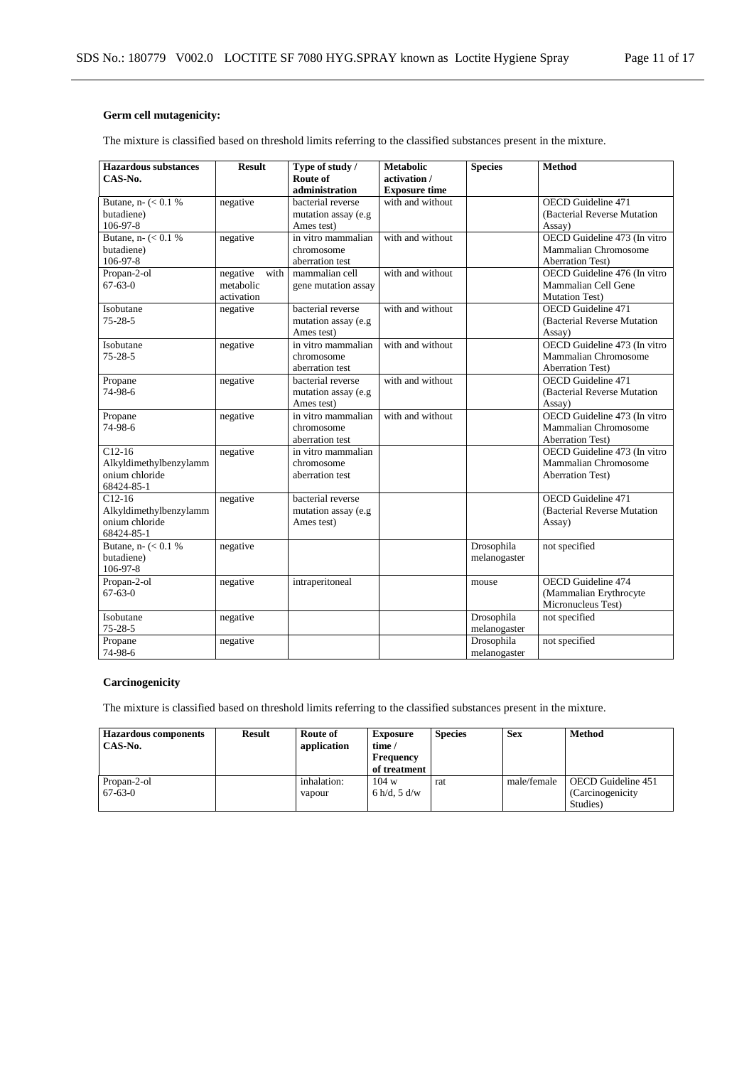**Germ cell mutagenicity:**

The mixture is classified based on threshold limits referring to the classified substances present in the mixture.

| Hazardous substances CAS-No. | Result | Type of study / Route of administration | Metabolic activation / Exposure time | Species | Method |
|---|---|---|---|---|---|
| Butane, n- (< 0.1 % butadiene) 106-97-8 | negative | bacterial reverse mutation assay (e.g Ames test) | with and without | | OECD Guideline 471 (Bacterial Reverse Mutation Assay) |
| Butane, n- (< 0.1 % butadiene) 106-97-8 | negative | in vitro mammalian chromosome aberration test | with and without | | OECD Guideline 473 (In vitro Mammalian Chromosome Aberration Test) |
| Propan-2-ol 67-63-0 | negative with metabolic activation | mammalian cell gene mutation assay | with and without | | OECD Guideline 476 (In vitro Mammalian Cell Gene Mutation Test) |
| Isobutane 75-28-5 | negative | bacterial reverse mutation assay (e.g Ames test) | with and without | | OECD Guideline 471 (Bacterial Reverse Mutation Assay) |
| Isobutane 75-28-5 | negative | in vitro mammalian chromosome aberration test | with and without | | OECD Guideline 473 (In vitro Mammalian Chromosome Aberration Test) |
| Propane 74-98-6 | negative | bacterial reverse mutation assay (e.g Ames test) | with and without | | OECD Guideline 471 (Bacterial Reverse Mutation Assay) |
| Propane 74-98-6 | negative | in vitro mammalian chromosome aberration test | with and without | | OECD Guideline 473 (In vitro Mammalian Chromosome Aberration Test) |
| C12-16 Alkyldimethylbenzylammonium chloride 68424-85-1 | negative | in vitro mammalian chromosome aberration test | | | OECD Guideline 473 (In vitro Mammalian Chromosome Aberration Test) |
| C12-16 Alkyldimethylbenzylammonium chloride 68424-85-1 | negative | bacterial reverse mutation assay (e.g Ames test) | | | OECD Guideline 471 (Bacterial Reverse Mutation Assay) |
| Butane, n- (< 0.1 % butadiene) 106-97-8 | negative | | | Drosophila melanogaster | not specified |
| Propan-2-ol 67-63-0 | negative | intraperitoneal | | mouse | OECD Guideline 474 (Mammalian Erythrocyte Micronucleus Test) |
| Isobutane 75-28-5 | negative | | | Drosophila melanogaster | not specified |
| Propane 74-98-6 | negative | | | Drosophila melanogaster | not specified |

**Carcinogenicity**

The mixture is classified based on threshold limits referring to the classified substances present in the mixture.

| Hazardous components CAS-No. | Result | Route of application | Exposure time / Frequency of treatment | Species | Sex | Method |
|---|---|---|---|---|---|---|
| Propan-2-ol 67-63-0 | | inhalation: vapour | 104 w 6 h/d, 5 d/w | rat | male/female | OECD Guideline 451 (Carcinogenicity Studies) |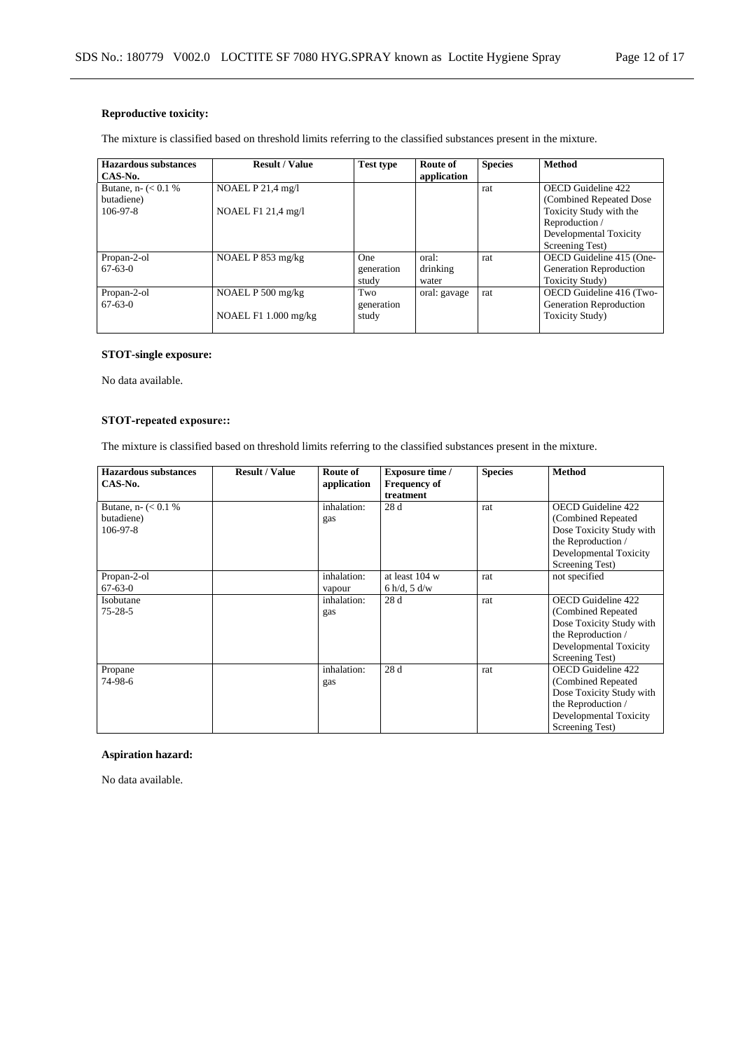**Reproductive toxicity:**

The mixture is classified based on threshold limits referring to the classified substances present in the mixture.

| Hazardous substances CAS-No. | Result / Value | Test type | Route of application | Species | Method |
| --- | --- | --- | --- | --- | --- |
| Butane, n- (< 0.1 % butadiene) 106-97-8 | NOAEL P 21,4 mg/l<br>NOAEL F1 21,4 mg/l | | | rat | OECD Guideline 422 (Combined Repeated Dose Toxicity Study with the Reproduction / Developmental Toxicity Screening Test) |
| Propan-2-ol 67-63-0 | NOAEL P 853 mg/kg | One generation study | oral: drinking water | rat | OECD Guideline 415 (One-Generation Reproduction Toxicity Study) |
| Propan-2-ol 67-63-0 | NOAEL P 500 mg/kg<br>NOAEL F1 1.000 mg/kg | Two generation study | oral: gavage | rat | OECD Guideline 416 (Two-Generation Reproduction Toxicity Study) |

**STOT-single exposure:**

No data available.

**STOT-repeated exposure::**

The mixture is classified based on threshold limits referring to the classified substances present in the mixture.

| Hazardous substances CAS-No. | Result / Value | Route of application | Exposure time / Frequency of treatment | Species | Method |
| --- | --- | --- | --- | --- | --- |
| Butane, n- (< 0.1 % butadiene) 106-97-8 | | inhalation: gas | 28 d | rat | OECD Guideline 422 (Combined Repeated Dose Toxicity Study with the Reproduction / Developmental Toxicity Screening Test) |
| Propan-2-ol 67-63-0 | | inhalation: vapour | at least 104 w 6 h/d, 5 d/w | rat | not specified |
| Isobutane 75-28-5 | | inhalation: gas | 28 d | rat | OECD Guideline 422 (Combined Repeated Dose Toxicity Study with the Reproduction / Developmental Toxicity Screening Test) |
| Propane 74-98-6 | | inhalation: gas | 28 d | rat | OECD Guideline 422 (Combined Repeated Dose Toxicity Study with the Reproduction / Developmental Toxicity Screening Test) |

**Aspiration hazard:**

No data available.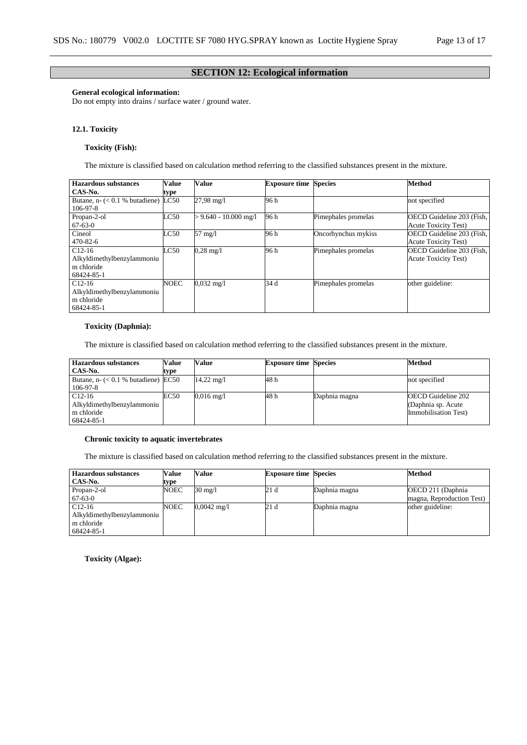## SECTION 12: Ecological information

**General ecological information:**
Do not empty into drains / surface water / ground water.

### 12.1. Toxicity

**Toxicity (Fish):**

The mixture is classified based on calculation method referring to the classified substances present in the mixture.

| Hazardous substances CAS-No. | Value type | Value | Exposure time | Species | Method |
|---|---|---|---|---|---|
| Butane, n- (< 0.1 % butadiene) 106-97-8 | LC50 | 27,98 mg/l | 96 h | | not specified |
| Propan-2-ol 67-63-0 | LC50 | > 9.640 - 10.000 mg/l | 96 h | Pimephales promelas | OECD Guideline 203 (Fish, Acute Toxicity Test) |
| Cineol 470-82-6 | LC50 | 57 mg/l | 96 h | Oncorhynchus mykiss | OECD Guideline 203 (Fish, Acute Toxicity Test) |
| C12-16 Alkyldimethylbenzylammonium chloride 68424-85-1 | LC50 | 0,28 mg/l | 96 h | Pimephales promelas | OECD Guideline 203 (Fish, Acute Toxicity Test) |
| C12-16 Alkyldimethylbenzylammonium chloride 68424-85-1 | NOEC | 0,032 mg/l | 34 d | Pimephales promelas | other guideline: |

**Toxicity (Daphnia):**

The mixture is classified based on calculation method referring to the classified substances present in the mixture.

| Hazardous substances CAS-No. | Value type | Value | Exposure time | Species | Method |
|---|---|---|---|---|---|
| Butane, n- (< 0.1 % butadiene) 106-97-8 | EC50 | 14,22 mg/l | 48 h | | not specified |
| C12-16 Alkyldimethylbenzylammonium chloride 68424-85-1 | EC50 | 0,016 mg/l | 48 h | Daphnia magna | OECD Guideline 202 (Daphnia sp. Acute Immobilisation Test) |

**Chronic toxicity to aquatic invertebrates**

The mixture is classified based on calculation method referring to the classified substances present in the mixture.

| Hazardous substances CAS-No. | Value type | Value | Exposure time | Species | Method |
|---|---|---|---|---|---|
| Propan-2-ol 67-63-0 | NOEC | 30 mg/l | 21 d | Daphnia magna | OECD 211 (Daphnia magna, Reproduction Test) |
| C12-16 Alkyldimethylbenzylammonium chloride 68424-85-1 | NOEC | 0,0042 mg/l | 21 d | Daphnia magna | other guideline: |

**Toxicity (Algae):**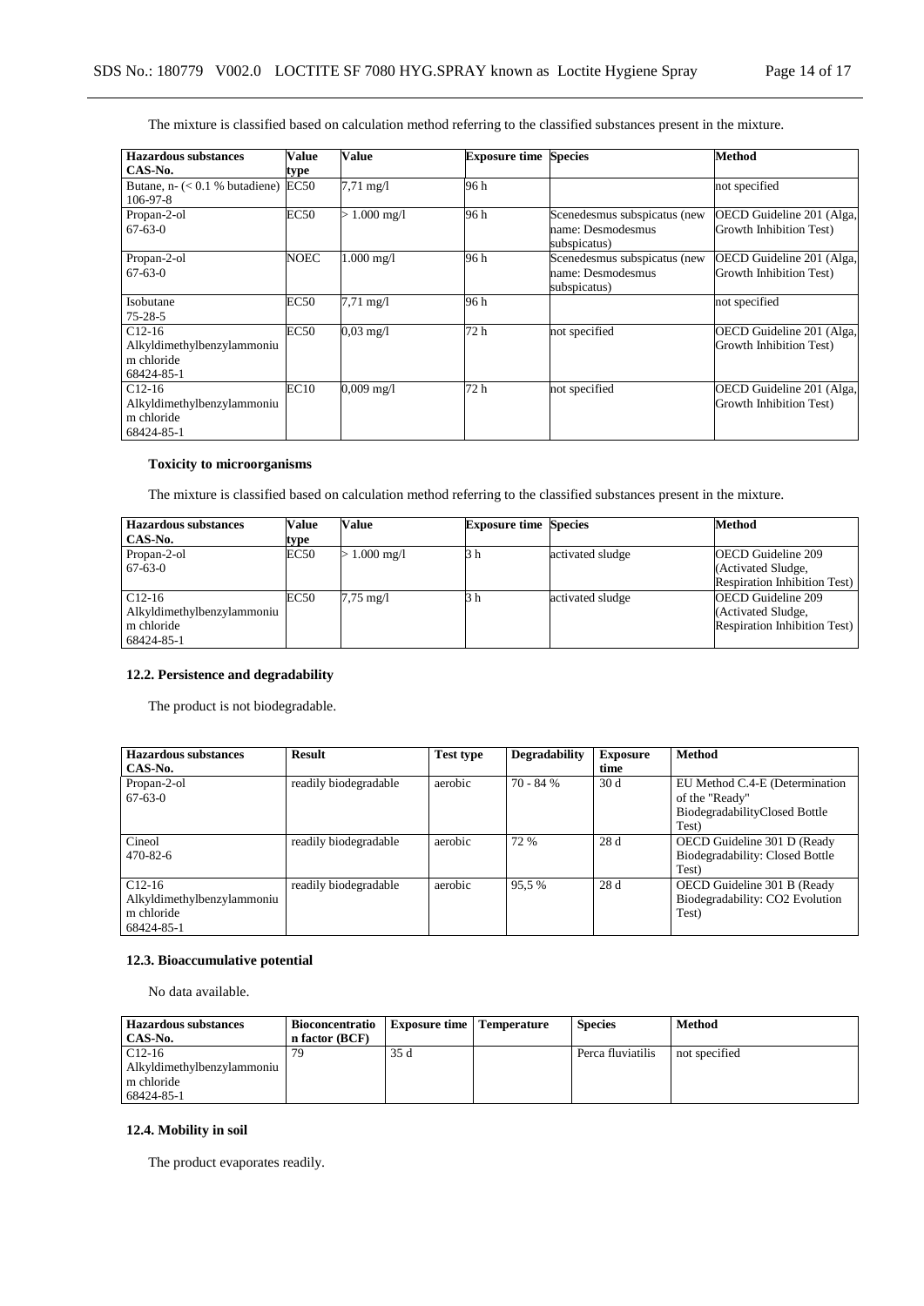The mixture is classified based on calculation method referring to the classified substances present in the mixture.

| Hazardous substances CAS-No. | Value type | Value | Exposure time | Species | Method |
|---|---|---|---|---|---|
| Butane, n- (< 0.1 % butadiene) 106-97-8 | EC50 | 7,71 mg/l | 96 h | | not specified |
| Propan-2-ol 67-63-0 | EC50 | > 1.000 mg/l | 96 h | Scenedesmus subspicatus (new name: Desmodesmus subspicatus) | OECD Guideline 201 (Alga, Growth Inhibition Test) |
| Propan-2-ol 67-63-0 | NOEC | 1.000 mg/l | 96 h | Scenedesmus subspicatus (new name: Desmodesmus subspicatus) | OECD Guideline 201 (Alga, Growth Inhibition Test) |
| Isobutane 75-28-5 | EC50 | 7,71 mg/l | 96 h | | not specified |
| C12-16 Alkyldimethylbenzylammonium chloride 68424-85-1 | EC50 | 0,03 mg/l | 72 h | not specified | OECD Guideline 201 (Alga, Growth Inhibition Test) |
| C12-16 Alkyldimethylbenzylammonium chloride 68424-85-1 | EC10 | 0,009 mg/l | 72 h | not specified | OECD Guideline 201 (Alga, Growth Inhibition Test) |

### Toxicity to microorganisms

The mixture is classified based on calculation method referring to the classified substances present in the mixture.

| Hazardous substances CAS-No. | Value type | Value | Exposure time | Species | Method |
|---|---|---|---|---|---|
| Propan-2-ol 67-63-0 | EC50 | > 1.000 mg/l | 3 h | activated sludge | OECD Guideline 209 (Activated Sludge, Respiration Inhibition Test) |
| C12-16 Alkyldimethylbenzylammonium chloride 68424-85-1 | EC50 | 7,75 mg/l | 3 h | activated sludge | OECD Guideline 209 (Activated Sludge, Respiration Inhibition Test) |

### 12.2. Persistence and degradability

The product is not biodegradable.

| Hazardous substances CAS-No. | Result | Test type | Degradability | Exposure time | Method |
|---|---|---|---|---|---|
| Propan-2-ol 67-63-0 | readily biodegradable | aerobic | 70 - 84 % | 30 d | EU Method C.4-E (Determination of the "Ready" BiodegradabilityClosed Bottle Test) |
| Cineol 470-82-6 | readily biodegradable | aerobic | 72 % | 28 d | OECD Guideline 301 D (Ready Biodegradability: Closed Bottle Test) |
| C12-16 Alkyldimethylbenzylammonium chloride 68424-85-1 | readily biodegradable | aerobic | 95,5 % | 28 d | OECD Guideline 301 B (Ready Biodegradability: CO2 Evolution Test) |

### 12.3. Bioaccumulative potential

No data available.

| Hazardous substances CAS-No. | Bioconcentration factor (BCF) | Exposure time | Temperature | Species | Method |
|---|---|---|---|---|---|
| C12-16 Alkyldimethylbenzylammonium chloride 68424-85-1 | 79 | 35 d | | Perca fluviatilis | not specified |

### 12.4. Mobility in soil

The product evaporates readily.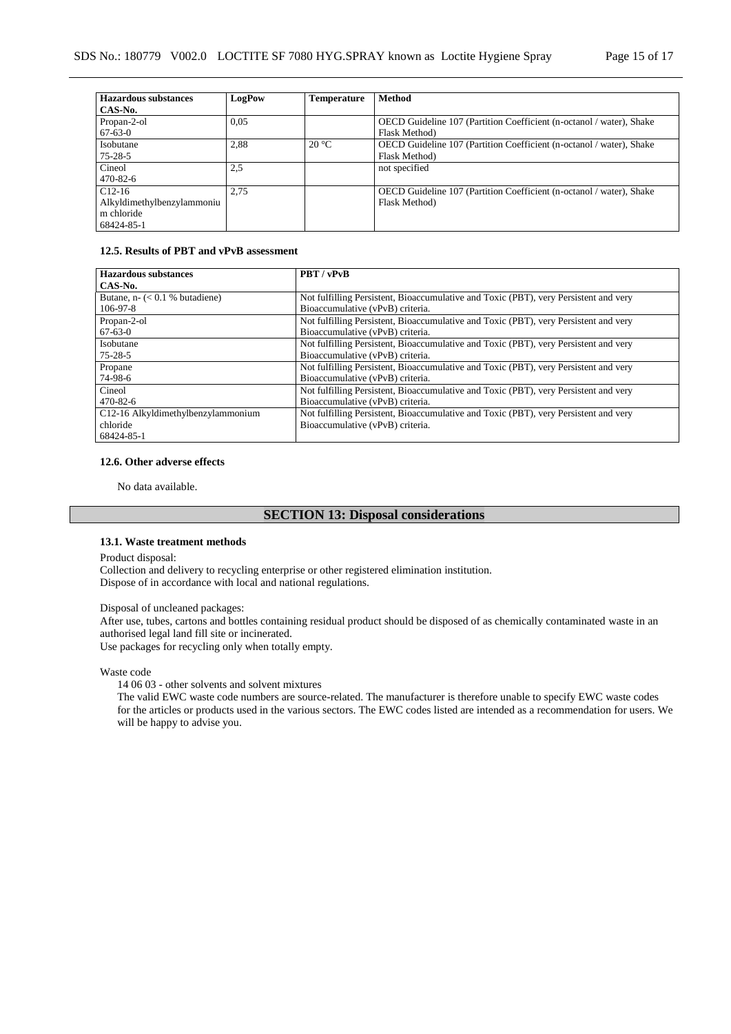| Hazardous substances CAS-No. | LogPow | Temperature | Method |
|---|---|---|---|
| Propan-2-ol 67-63-0 | 0,05 | | OECD Guideline 107 (Partition Coefficient (n-octanol / water), Shake Flask Method) |
| Isobutane 75-28-5 | 2,88 | 20 °C | OECD Guideline 107 (Partition Coefficient (n-octanol / water), Shake Flask Method) |
| Cineol 470-82-6 | 2,5 | | not specified |
| C12-16 Alkyldimethylbenzylammonium chloride 68424-85-1 | 2,75 | | OECD Guideline 107 (Partition Coefficient (n-octanol / water), Shake Flask Method) |

#### 12.5. Results of PBT and vPvB assessment

| Hazardous substances CAS-No. | PBT / vPvB |
|---|---|
| Butane, n- (< 0.1 % butadiene) 106-97-8 | Not fulfilling Persistent, Bioaccumulative and Toxic (PBT), very Persistent and very Bioaccumulative (vPvB) criteria. |
| Propan-2-ol 67-63-0 | Not fulfilling Persistent, Bioaccumulative and Toxic (PBT), very Persistent and very Bioaccumulative (vPvB) criteria. |
| Isobutane 75-28-5 | Not fulfilling Persistent, Bioaccumulative and Toxic (PBT), very Persistent and very Bioaccumulative (vPvB) criteria. |
| Propane 74-98-6 | Not fulfilling Persistent, Bioaccumulative and Toxic (PBT), very Persistent and very Bioaccumulative (vPvB) criteria. |
| Cineol 470-82-6 | Not fulfilling Persistent, Bioaccumulative and Toxic (PBT), very Persistent and very Bioaccumulative (vPvB) criteria. |
| C12-16 Alkyldimethylbenzylammonium chloride 68424-85-1 | Not fulfilling Persistent, Bioaccumulative and Toxic (PBT), very Persistent and very Bioaccumulative (vPvB) criteria. |

#### 12.6. Other adverse effects

No data available.

## SECTION 13: Disposal considerations

#### 13.1. Waste treatment methods

Product disposal:
Collection and delivery to recycling enterprise or other registered elimination institution.
Dispose of in accordance with local and national regulations.

Disposal of uncleaned packages:
After use, tubes, cartons and bottles containing residual product should be disposed of as chemically contaminated waste in an authorised legal land fill site or incinerated.
Use packages for recycling only when totally empty.

Waste code
14 06 03 - other solvents and solvent mixtures
The valid EWC waste code numbers are source-related. The manufacturer is therefore unable to specify EWC waste codes for the articles or products used in the various sectors. The EWC codes listed are intended as a recommendation for users. We will be happy to advise you.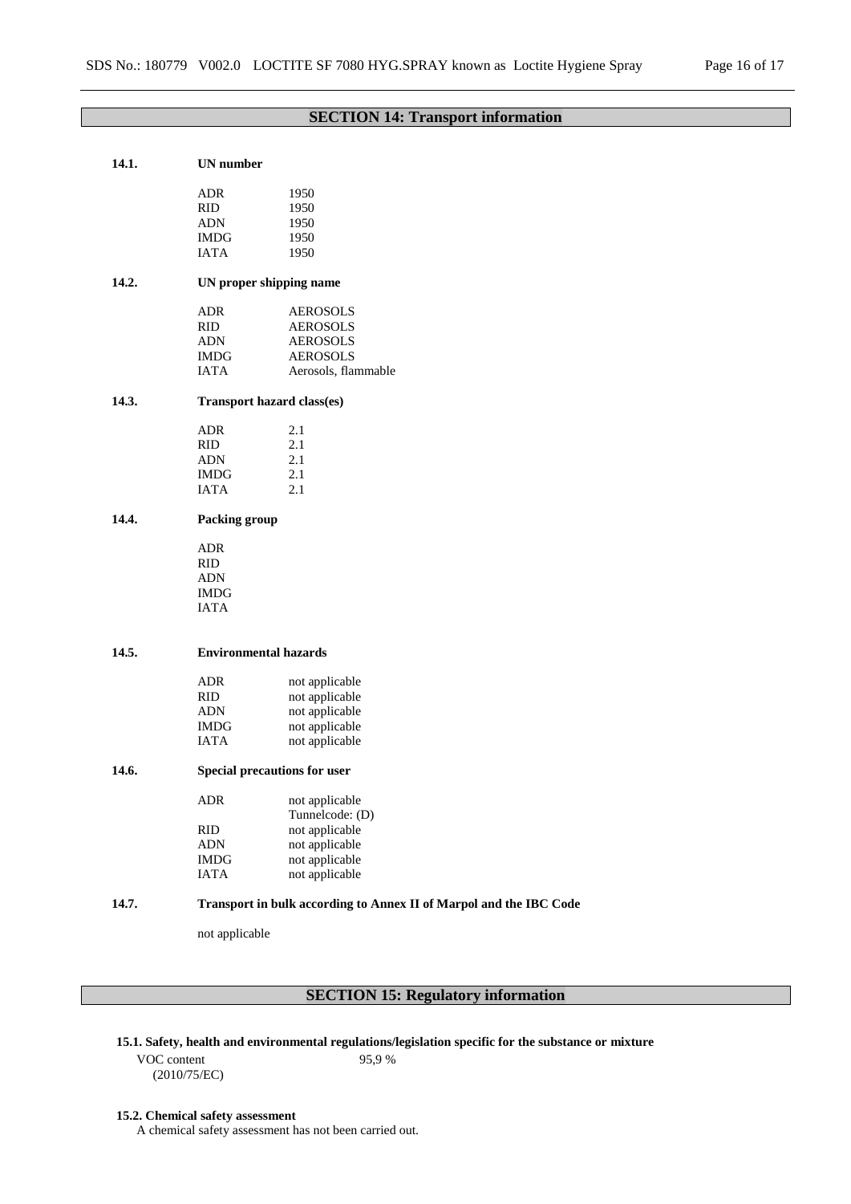## SECTION 14: Transport information

**14.1. UN number**

| | |
|---|---|
| ADR | 1950 |
| RID | 1950 |
| ADN | 1950 |
| IMDG | 1950 |
| IATA | 1950 |

**14.2. UN proper shipping name**

| | |
|---|---|
| ADR | AEROSOLS |
| RID | AEROSOLS |
| ADN | AEROSOLS |
| IMDG | AEROSOLS |
| IATA | Aerosols, flammable |

**14.3. Transport hazard class(es)**

| | |
|---|---|
| ADR | 2.1 |
| RID | 2.1 |
| ADN | 2.1 |
| IMDG | 2.1 |
| IATA | 2.1 |

**14.4. Packing group**

ADR
RID
ADN
IMDG
IATA

**14.5. Environmental hazards**

| | |
|---|---|
| ADR | not applicable |
| RID | not applicable |
| ADN | not applicable |
| IMDG | not applicable |
| IATA | not applicable |

**14.6. Special precautions for user**

| | |
|---|---|
| ADR | not applicable<br>Tunnelcode: (D) |
| RID | not applicable |
| ADN | not applicable |
| IMDG | not applicable |
| IATA | not applicable |

**14.7. Transport in bulk according to Annex II of Marpol and the IBC Code**

not applicable

## SECTION 15: Regulatory information

**15.1. Safety, health and environmental regulations/legislation specific for the substance or mixture**

VOC content (2010/75/EC) 95,9 %

**15.2. Chemical safety assessment**

A chemical safety assessment has not been carried out.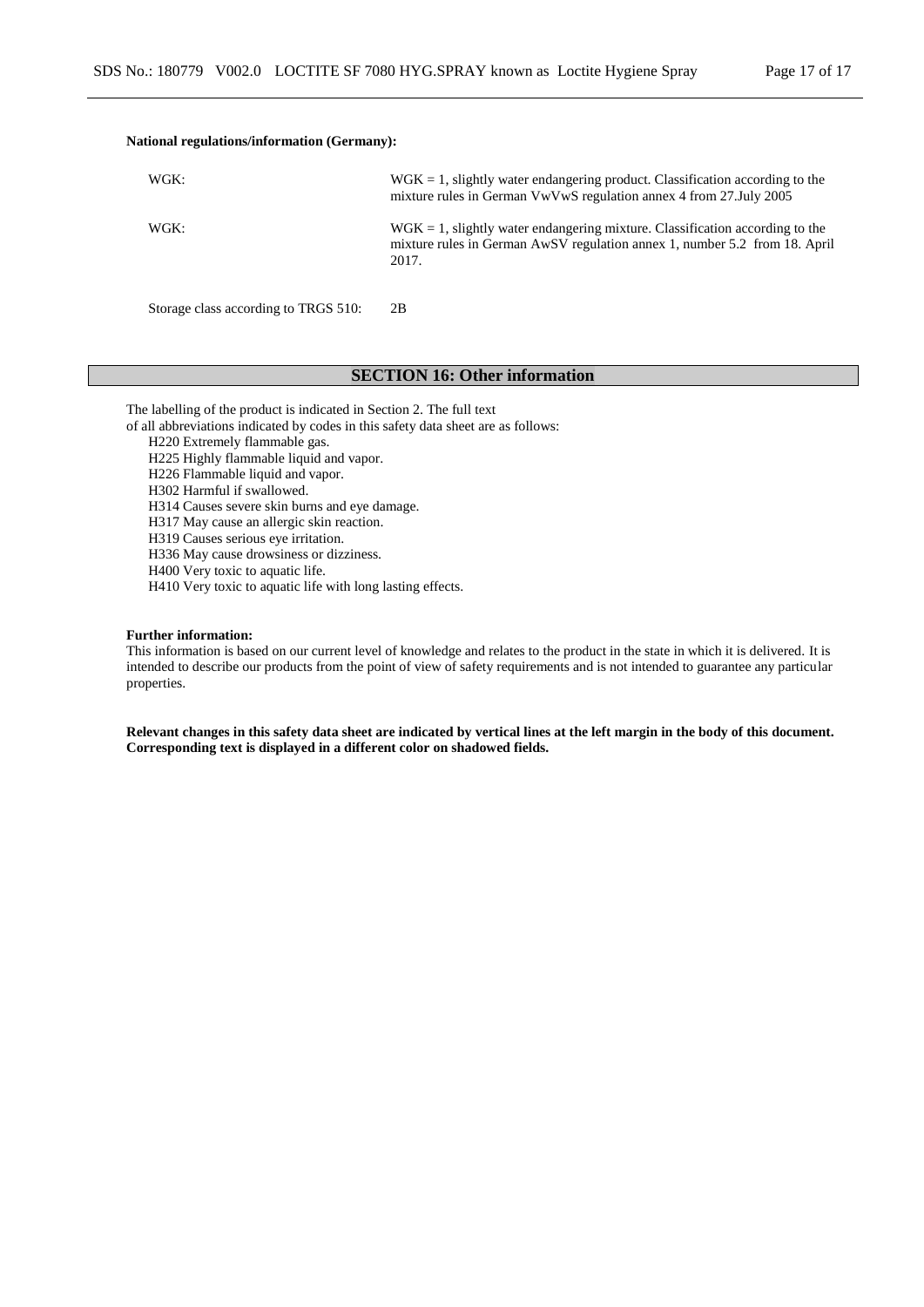**National regulations/information (Germany):**

| | |
|---|---|
| WGK: | WGK = 1, slightly water endangering product. Classification according to the mixture rules in German VwVwS regulation annex 4 from 27.July 2005 |
| WGK: | WGK = 1, slightly water endangering mixture. Classification according to the mixture rules in German AwSV regulation annex 1, number 5.2 from 18. April 2017. |
| Storage class according to TRGS 510: | 2B |

## SECTION 16: Other information

The labelling of the product is indicated in Section 2. The full text of all abbreviations indicated by codes in this safety data sheet are as follows:

- H220 Extremely flammable gas.
- H225 Highly flammable liquid and vapor.
- H226 Flammable liquid and vapor.
- H302 Harmful if swallowed.
- H314 Causes severe skin burns and eye damage.
- H317 May cause an allergic skin reaction.
- H319 Causes serious eye irritation.
- H336 May cause drowsiness or dizziness.
- H400 Very toxic to aquatic life.
- H410 Very toxic to aquatic life with long lasting effects.

**Further information:**

This information is based on our current level of knowledge and relates to the product in the state in which it is delivered. It is intended to describe our products from the point of view of safety requirements and is not intended to guarantee any particular properties.

**Relevant changes in this safety data sheet are indicated by vertical lines at the left margin in the body of this document. Corresponding text is displayed in a different color on shadowed fields.**